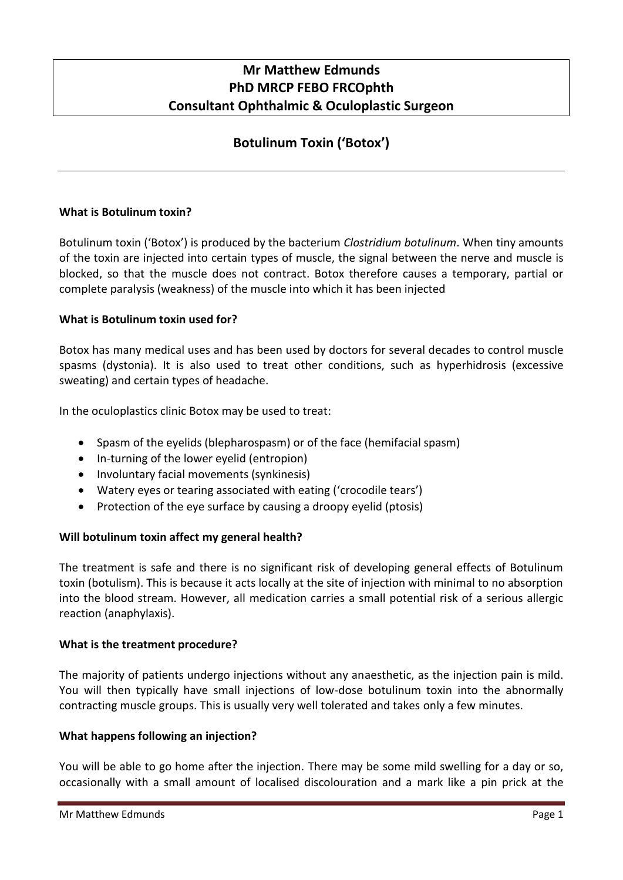# Mr Matthew Edmunds
## PhD MRCP FEBO FRCOphth
## Consultant Ophthalmic & Oculoplastic Surgeon

## Botulinum Toxin ('Botox')

**What is Botulinum toxin?**

Botulinum toxin ('Botox') is produced by the bacterium *Clostridium botulinum*. When tiny amounts of the toxin are injected into certain types of muscle, the signal between the nerve and muscle is blocked, so that the muscle does not contract. Botox therefore causes a temporary, partial or complete paralysis (weakness) of the muscle into which it has been injected

**What is Botulinum toxin used for?**

Botox has many medical uses and has been used by doctors for several decades to control muscle spasms (dystonia). It is also used to treat other conditions, such as hyperhidrosis (excessive sweating) and certain types of headache.

In the oculoplastics clinic Botox may be used to treat:

- Spasm of the eyelids (blepharospasm) or of the face (hemifacial spasm)
- In-turning of the lower eyelid (entropion)
- Involuntary facial movements (synkinesis)
- Watery eyes or tearing associated with eating ('crocodile tears')
- Protection of the eye surface by causing a droopy eyelid (ptosis)

**Will botulinum toxin affect my general health?**

The treatment is safe and there is no significant risk of developing general effects of Botulinum toxin (botulism). This is because it acts locally at the site of injection with minimal to no absorption into the blood stream. However, all medication carries a small potential risk of a serious allergic reaction (anaphylaxis).

**What is the treatment procedure?**

The majority of patients undergo injections without any anaesthetic, as the injection pain is mild. You will then typically have small injections of low-dose botulinum toxin into the abnormally contracting muscle groups. This is usually very well tolerated and takes only a few minutes.

**What happens following an injection?**

You will be able to go home after the injection. There may be some mild swelling for a day or so, occasionally with a small amount of localised discolouration and a mark like a pin prick at the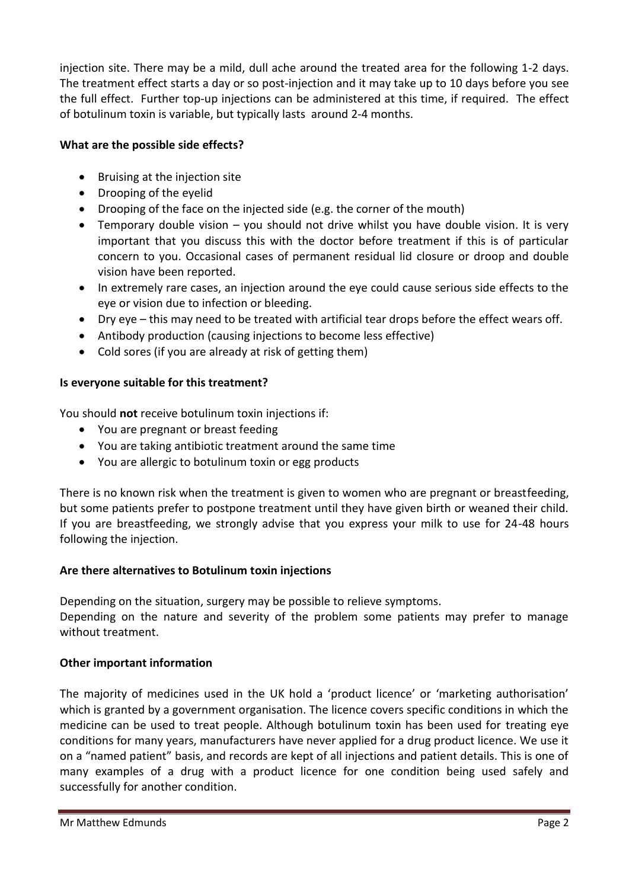injection site. There may be a mild, dull ache around the treated area for the following 1-2 days. The treatment effect starts a day or so post-injection and it may take up to 10 days before you see the full effect. Further top-up injections can be administered at this time, if required. The effect of botulinum toxin is variable, but typically lasts around 2-4 months.

**What are the possible side effects?**

- Bruising at the injection site
- Drooping of the eyelid
- Drooping of the face on the injected side (e.g. the corner of the mouth)
- Temporary double vision – you should not drive whilst you have double vision. It is very important that you discuss this with the doctor before treatment if this is of particular concern to you. Occasional cases of permanent residual lid closure or droop and double vision have been reported.
- In extremely rare cases, an injection around the eye could cause serious side effects to the eye or vision due to infection or bleeding.
- Dry eye – this may need to be treated with artificial tear drops before the effect wears off.
- Antibody production (causing injections to become less effective)
- Cold sores (if you are already at risk of getting them)

**Is everyone suitable for this treatment?**

You should **not** receive botulinum toxin injections if:

- You are pregnant or breast feeding
- You are taking antibiotic treatment around the same time
- You are allergic to botulinum toxin or egg products

There is no known risk when the treatment is given to women who are pregnant or breastfeeding, but some patients prefer to postpone treatment until they have given birth or weaned their child. If you are breastfeeding, we strongly advise that you express your milk to use for 24-48 hours following the injection.

**Are there alternatives to Botulinum toxin injections**

Depending on the situation, surgery may be possible to relieve symptoms.
Depending on the nature and severity of the problem some patients may prefer to manage without treatment.

**Other important information**

The majority of medicines used in the UK hold a 'product licence' or 'marketing authorisation' which is granted by a government organisation. The licence covers specific conditions in which the medicine can be used to treat people. Although botulinum toxin has been used for treating eye conditions for many years, manufacturers have never applied for a drug product licence. We use it on a "named patient" basis, and records are kept of all injections and patient details. This is one of many examples of a drug with a product licence for one condition being used safely and successfully for another condition.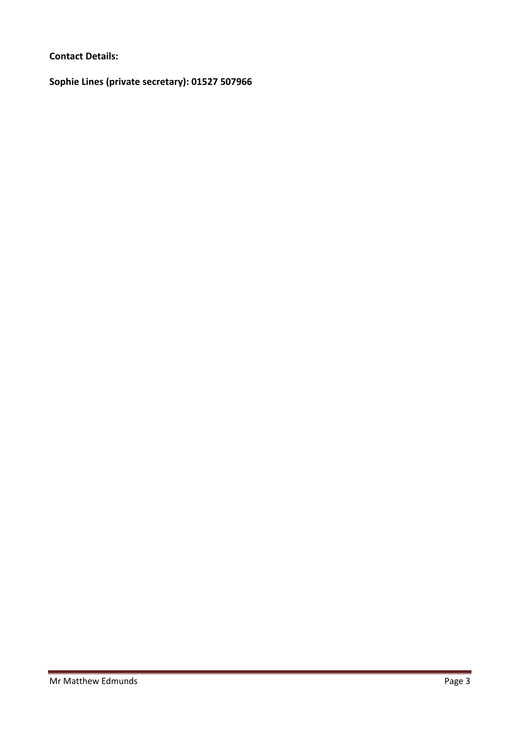**Contact Details:**

**Sophie Lines (private secretary): 01527 507966**